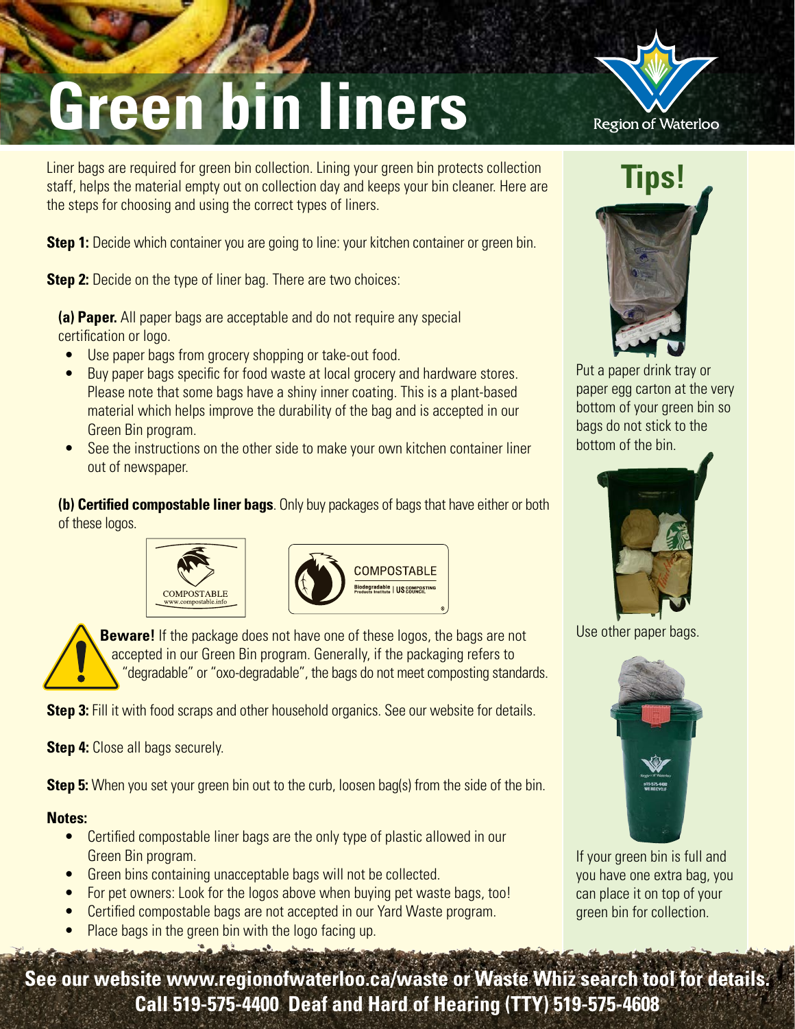# Green bin liners

Liner bags are required for green bin collection. Lining your green bin protects collection staff, helps the material empty out on collection day and keeps your bin cleaner. Here are the steps for choosing and using the correct types of liners.

**Step 1:** Decide which container you are going to line: your kitchen container or green bin.

**Step 2:** Decide on the type of liner bag. There are two choices:

**(a) Paper.** All paper bags are acceptable and do not require any special certification or logo.

- Use paper bags from grocery shopping or take-out food.
- Buy paper bags specific for food waste at local grocery and hardware stores. Please note that some bags have a shiny inner coating. This is a plant-based material which helps improve the durability of the bag and is accepted in our Green Bin program.
- See the instructions on the other side to make your own kitchen container liner out of newspaper.

**(b) Certified compostable liner bags**. Only buy packages of bags that have either or both of these logos.

COMPOSTABLE www.compostable.info

COMPOSTABLE Biodegradable Products Institute | US COMPOSTING COUNCIL

**Beware!** If the package does not have one of these logos, the bags are not accepted in our Green Bin program. Generally, if the packaging refers to "degradable" or "oxo-degradable", the bags do not meet composting standards.

**Step 3:** Fill it with food scraps and other household organics. See our website for details.

**Step 4:** Close all bags securely.

**Step 5:** When you set your green bin out to the curb, loosen bag(s) from the side of the bin.

**Notes:**

- Certified compostable liner bags are the only type of plastic allowed in our Green Bin program.
- Green bins containing unacceptable bags will not be collected.
- For pet owners: Look for the logos above when buying pet waste bags, too!
- Certified compostable bags are not accepted in our Yard Waste program.
- Place bags in the green bin with the logo facing up.

## Tips!

Put a paper drink tray or paper egg carton at the very bottom of your green bin so bags do not stick to the bottom of the bin.

Use other paper bags.

If your green bin is full and you have one extra bag, you can place it on top of your green bin for collection.

**See our website www.regionofwaterloo.ca/waste or Waste Whiz search tool for details.**
**Call 519-575-4400 Deaf and Hard of Hearing (TTY) 519-575-4608**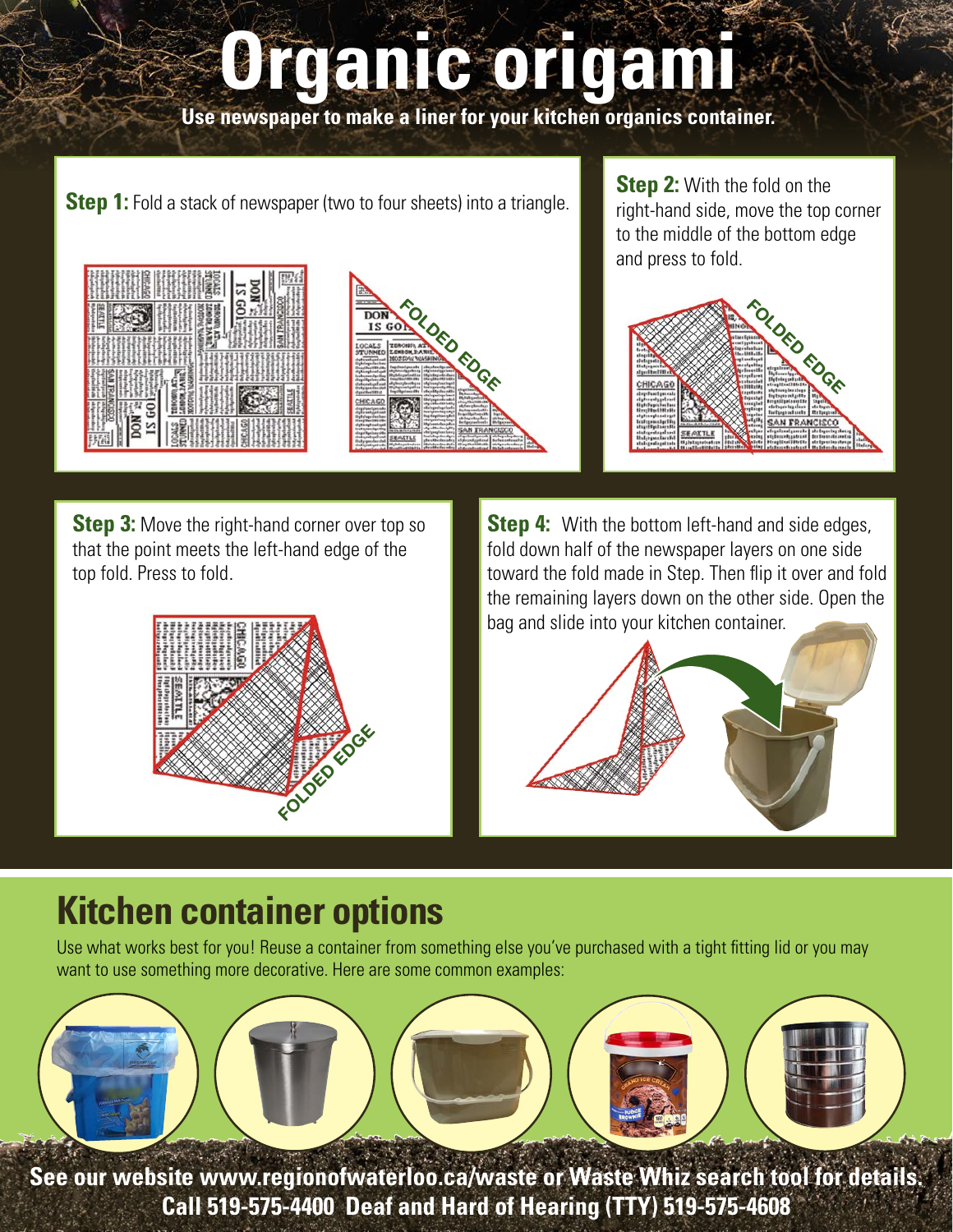# Organic origami

**Use newspaper to make a liner for your kitchen organics container.**

**Step 1:** Fold a stack of newspaper (two to four sheets) into a triangle.

FOLDED EDGE

**Step 2:** With the fold on the right-hand side, move the top corner to the middle of the bottom edge and press to fold.

FOLDED EDGE

**Step 3:** Move the right-hand corner over top so that the point meets the left-hand edge of the top fold. Press to fold.

FOLDED EDGE

**Step 4:** With the bottom left-hand and side edges, fold down half of the newspaper layers on one side toward the fold made in Step. Then flip it over and fold the remaining layers down on the other side. Open the bag and slide into your kitchen container.

## Kitchen container options

Use what works best for you! Reuse a container from something else you've purchased with a tight fitting lid or you may want to use something more decorative. Here are some common examples:

**See our website www.regionofwaterloo.ca/waste or Waste Whiz search tool for details.**
**Call 519-575-4400 Deaf and Hard of Hearing (TTY) 519-575-4608**